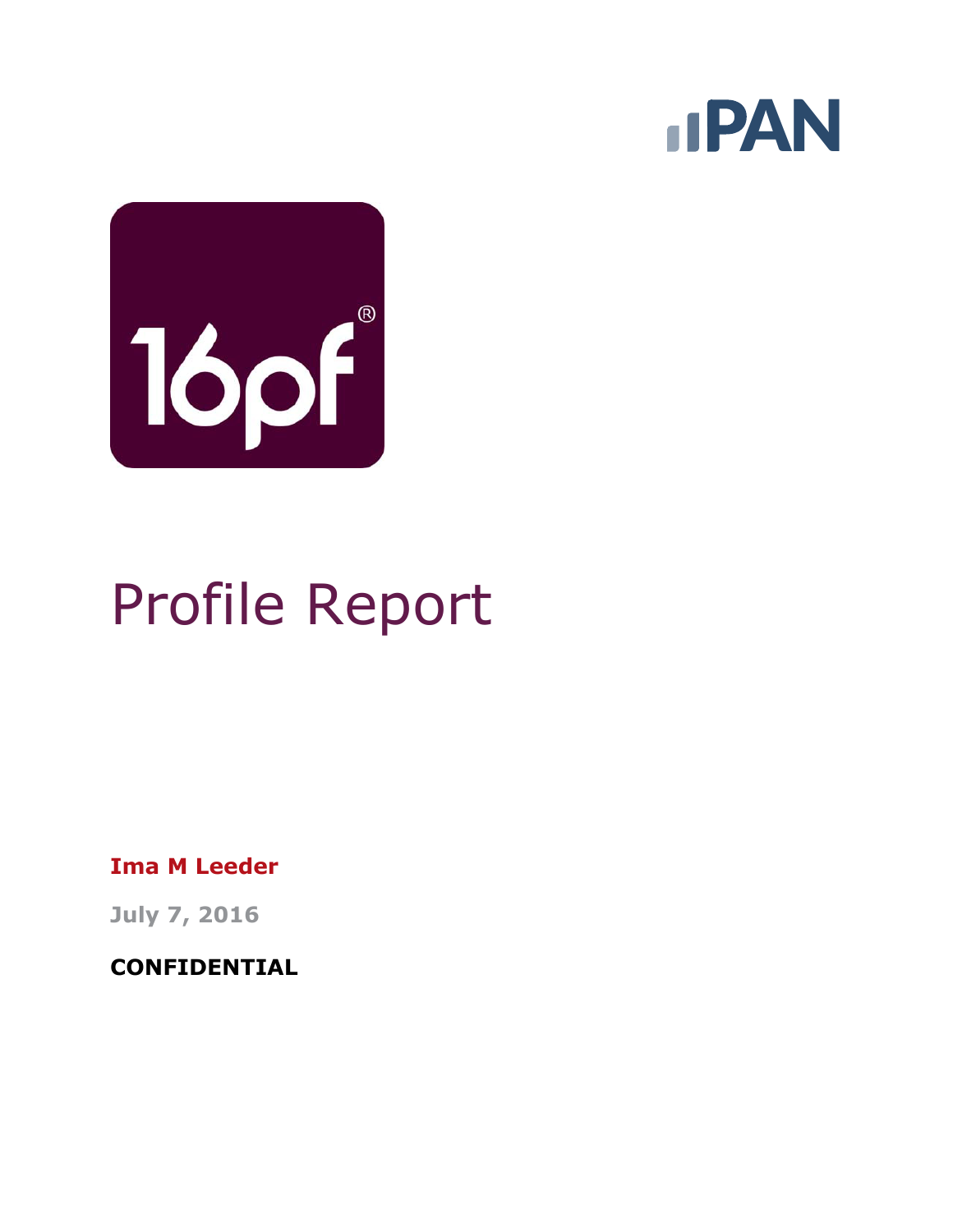# Profile Report

**Ima M Leeder**

**July 7, 2016**

**CONFIDENTIAL**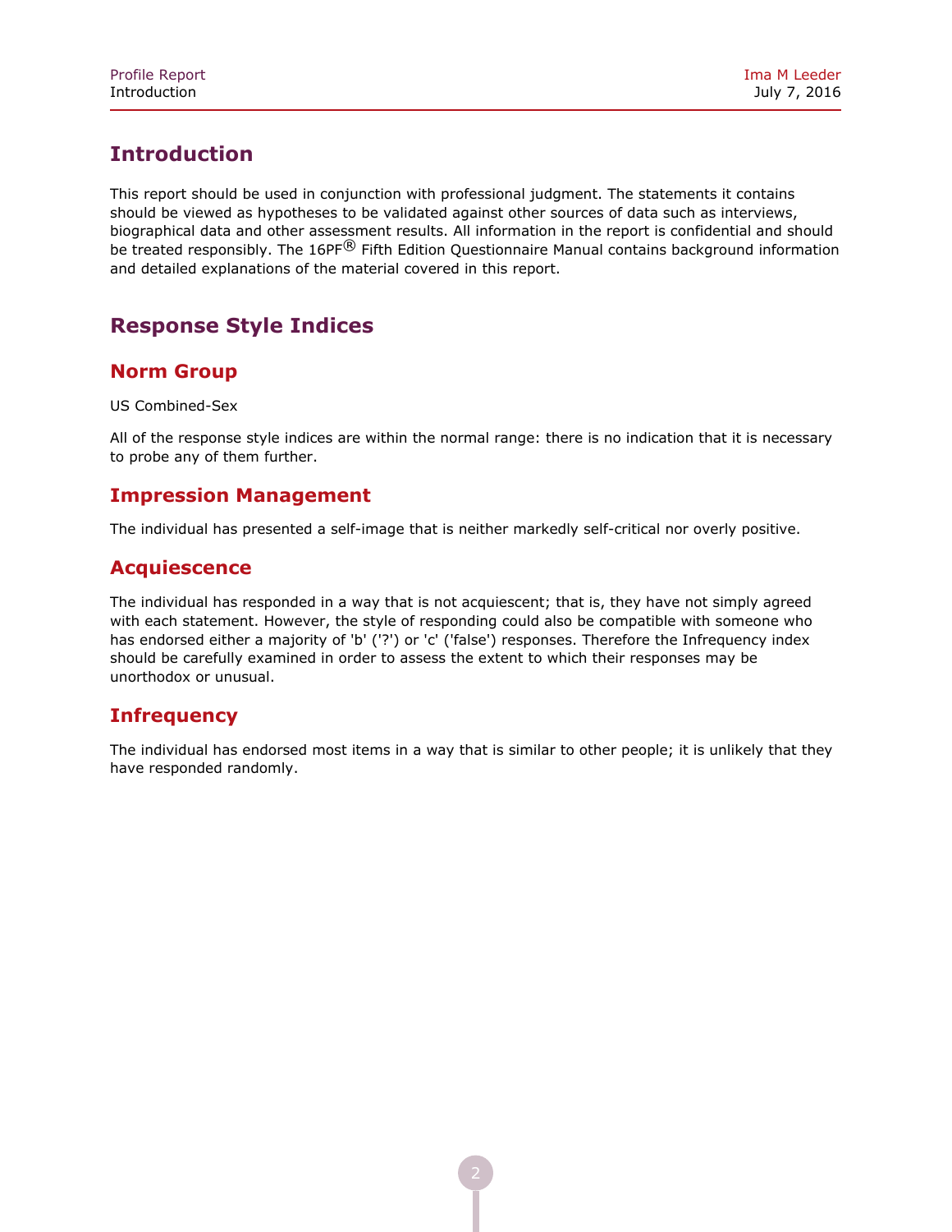# Introduction

This report should be used in conjunction with professional judgment. The statements it contains should be viewed as hypotheses to be validated against other sources of data such as interviews, biographical data and other assessment results. All information in the report is confidential and should be treated responsibly. The 16PF® Fifth Edition Questionnaire Manual contains background information and detailed explanations of the material covered in this report.

# Response Style Indices

## Norm Group

US Combined-Sex

All of the response style indices are within the normal range: there is no indication that it is necessary to probe any of them further.

## Impression Management

The individual has presented a self-image that is neither markedly self-critical nor overly positive.

## Acquiescence

The individual has responded in a way that is not acquiescent; that is, they have not simply agreed with each statement. However, the style of responding could also be compatible with someone who has endorsed either a majority of 'b' ('?') or 'c' ('false') responses. Therefore the Infrequency index should be carefully examined in order to assess the extent to which their responses may be unorthodox or unusual.

## Infrequency

The individual has endorsed most items in a way that is similar to other people; it is unlikely that they have responded randomly.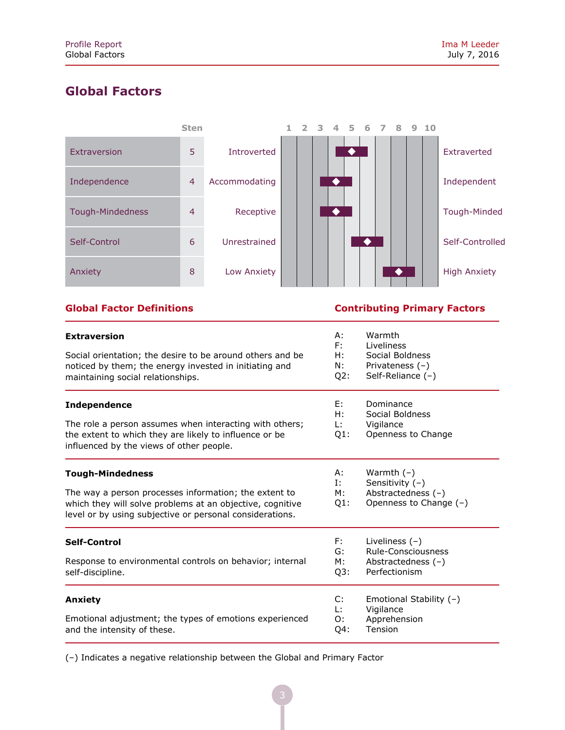## Global Factors

| | Sten | Low | 1 2 3 4 5 6 7 8 9 10 | High |
|---|---|---|---|---|
| Extraversion | 5 | Introverted | | Extraverted |
| Independence | 4 | Accommodating | | Independent |
| Tough-Mindedness | 4 | Receptive | | Tough-Minded |
| Self-Control | 6 | Unrestrained | | Self-Controlled |
| Anxiety | 8 | Low Anxiety | | High Anxiety |

### Global Factor Definitions / Contributing Primary Factors

**Extraversion**

Social orientation; the desire to be around others and be noticed by them; the energy invested in initiating and maintaining social relationships.

A: Warmth
F: Liveliness
H: Social Boldness
N: Privateness (–)
Q2: Self-Reliance (–)

**Independence**

The role a person assumes when interacting with others; the extent to which they are likely to influence or be influenced by the views of other people.

E: Dominance
H: Social Boldness
L: Vigilance
Q1: Openness to Change

**Tough-Mindedness**

The way a person processes information; the extent to which they will solve problems at an objective, cognitive level or by using subjective or personal considerations.

A: Warmth (–)
I: Sensitivity (–)
M: Abstractedness (–)
Q1: Openness to Change (–)

**Self-Control**

Response to environmental controls on behavior; internal self-discipline.

F: Liveliness (–)
G: Rule-Consciousness
M: Abstractedness (–)
Q3: Perfectionism

**Anxiety**

Emotional adjustment; the types of emotions experienced and the intensity of these.

C: Emotional Stability (–)
L: Vigilance
O: Apprehension
Q4: Tension

(–) Indicates a negative relationship between the Global and Primary Factor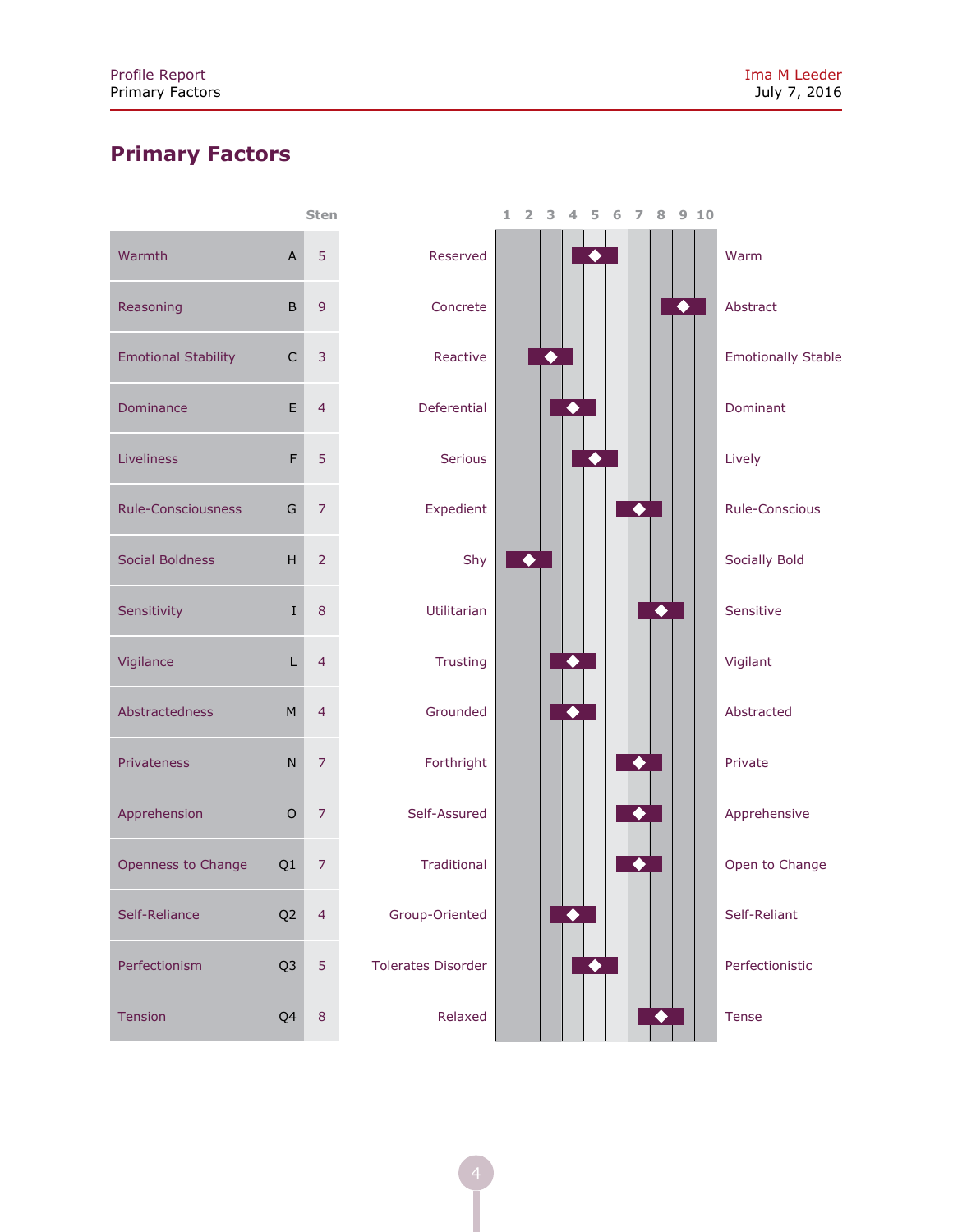## Primary Factors

| Factor | | Sten | Low Pole | High Pole |
|---|---|---|---|---|
| Warmth | A | 5 | Reserved | Warm |
| Reasoning | B | 9 | Concrete | Abstract |
| Emotional Stability | C | 3 | Reactive | Emotionally Stable |
| Dominance | E | 4 | Deferential | Dominant |
| Liveliness | F | 5 | Serious | Lively |
| Rule-Consciousness | G | 7 | Expedient | Rule-Conscious |
| Social Boldness | H | 2 | Shy | Socially Bold |
| Sensitivity | I | 8 | Utilitarian | Sensitive |
| Vigilance | L | 4 | Trusting | Vigilant |
| Abstractedness | M | 4 | Grounded | Abstracted |
| Privateness | N | 7 | Forthright | Private |
| Apprehension | O | 7 | Self-Assured | Apprehensive |
| Openness to Change | Q1 | 7 | Traditional | Open to Change |
| Self-Reliance | Q2 | 4 | Group-Oriented | Self-Reliant |
| Perfectionism | Q3 | 5 | Tolerates Disorder | Perfectionistic |
| Tension | Q4 | 8 | Relaxed | Tense |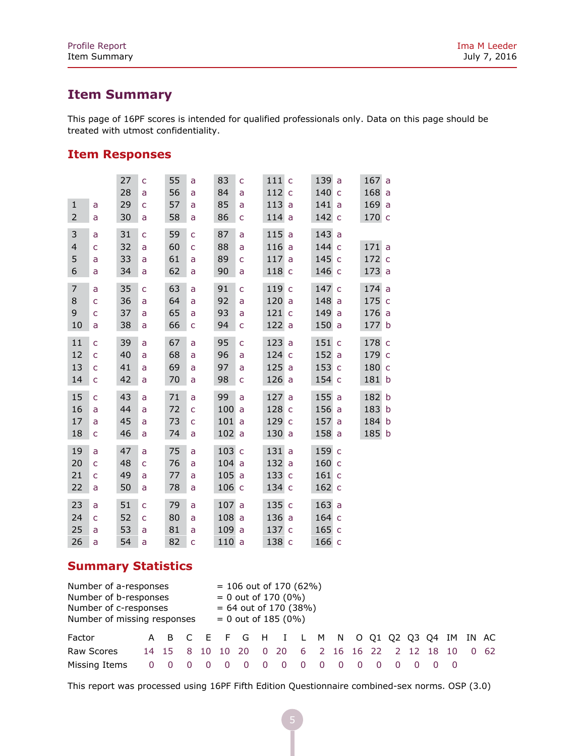## Item Summary

This page of 16PF scores is intended for qualified professionals only. Data on this page should be treated with utmost confidentiality.

## Item Responses

| Item | Resp. | Item | Resp. | Item | Resp. | Item | Resp. | Item | Resp. | Item | Resp. | Item | Resp. |
|---|---|---|---|---|---|---|---|---|---|---|---|---|---|
| | | 27 | c | 55 | a | 83 | c | 111 | c | 139 | a | 167 | a |
| | | 28 | a | 56 | a | 84 | a | 112 | c | 140 | c | 168 | a |
| 1 | a | 29 | c | 57 | a | 85 | a | 113 | a | 141 | a | 169 | a |
| 2 | a | 30 | a | 58 | a | 86 | c | 114 | a | 142 | c | 170 | c |
| 3 | a | 31 | c | 59 | c | 87 | a | 115 | a | 143 | a | | |
| 4 | c | 32 | a | 60 | c | 88 | a | 116 | a | 144 | c | 171 | a |
| 5 | a | 33 | a | 61 | a | 89 | c | 117 | a | 145 | c | 172 | c |
| 6 | a | 34 | a | 62 | a | 90 | a | 118 | c | 146 | c | 173 | a |
| 7 | a | 35 | c | 63 | a | 91 | c | 119 | c | 147 | c | 174 | a |
| 8 | c | 36 | a | 64 | a | 92 | a | 120 | a | 148 | a | 175 | c |
| 9 | c | 37 | a | 65 | a | 93 | a | 121 | c | 149 | a | 176 | a |
| 10 | a | 38 | a | 66 | c | 94 | c | 122 | a | 150 | a | 177 | b |
| 11 | c | 39 | a | 67 | a | 95 | c | 123 | a | 151 | c | 178 | c |
| 12 | c | 40 | a | 68 | a | 96 | a | 124 | c | 152 | a | 179 | c |
| 13 | c | 41 | a | 69 | a | 97 | a | 125 | a | 153 | c | 180 | c |
| 14 | c | 42 | a | 70 | a | 98 | c | 126 | a | 154 | c | 181 | b |
| 15 | c | 43 | a | 71 | a | 99 | a | 127 | a | 155 | a | 182 | b |
| 16 | a | 44 | a | 72 | c | 100 | a | 128 | c | 156 | a | 183 | b |
| 17 | a | 45 | a | 73 | c | 101 | a | 129 | c | 157 | a | 184 | b |
| 18 | c | 46 | a | 74 | a | 102 | a | 130 | a | 158 | a | 185 | b |
| 19 | a | 47 | a | 75 | a | 103 | c | 131 | a | 159 | c | | |
| 20 | c | 48 | c | 76 | a | 104 | a | 132 | a | 160 | c | | |
| 21 | c | 49 | a | 77 | a | 105 | a | 133 | c | 161 | c | | |
| 22 | a | 50 | a | 78 | a | 106 | c | 134 | c | 162 | c | | |
| 23 | a | 51 | c | 79 | a | 107 | a | 135 | c | 163 | a | | |
| 24 | c | 52 | c | 80 | a | 108 | a | 136 | a | 164 | c | | |
| 25 | a | 53 | a | 81 | a | 109 | a | 137 | c | 165 | c | | |
| 26 | a | 54 | a | 82 | c | 110 | a | 138 | c | 166 | c | | |

## Summary Statistics

Number of a-responses = 106 out of 170 (62%)
Number of b-responses = 0 out of 170 (0%)
Number of c-responses = 64 out of 170 (38%)
Number of missing responses = 0 out of 185 (0%)

| Factor | A | B | C | E | F | G | H | I | L | M | N | O | Q1 | Q2 | Q3 | Q4 | IM | IN | AC |
|---|---|---|---|---|---|---|---|---|---|---|---|---|---|---|---|---|---|---|---|
| Raw Scores | 14 | 15 | 8 | 10 | 10 | 20 | 0 | 20 | 6 | 2 | 16 | 16 | 22 | 2 | 12 | 18 | 10 | 0 | 62 |
| Missing Items | 0 | 0 | 0 | 0 | 0 | 0 | 0 | 0 | 0 | 0 | 0 | 0 | 0 | 0 | 0 | 0 | 0 | | |

This report was processed using 16PF Fifth Edition Questionnaire combined-sex norms. OSP (3.0)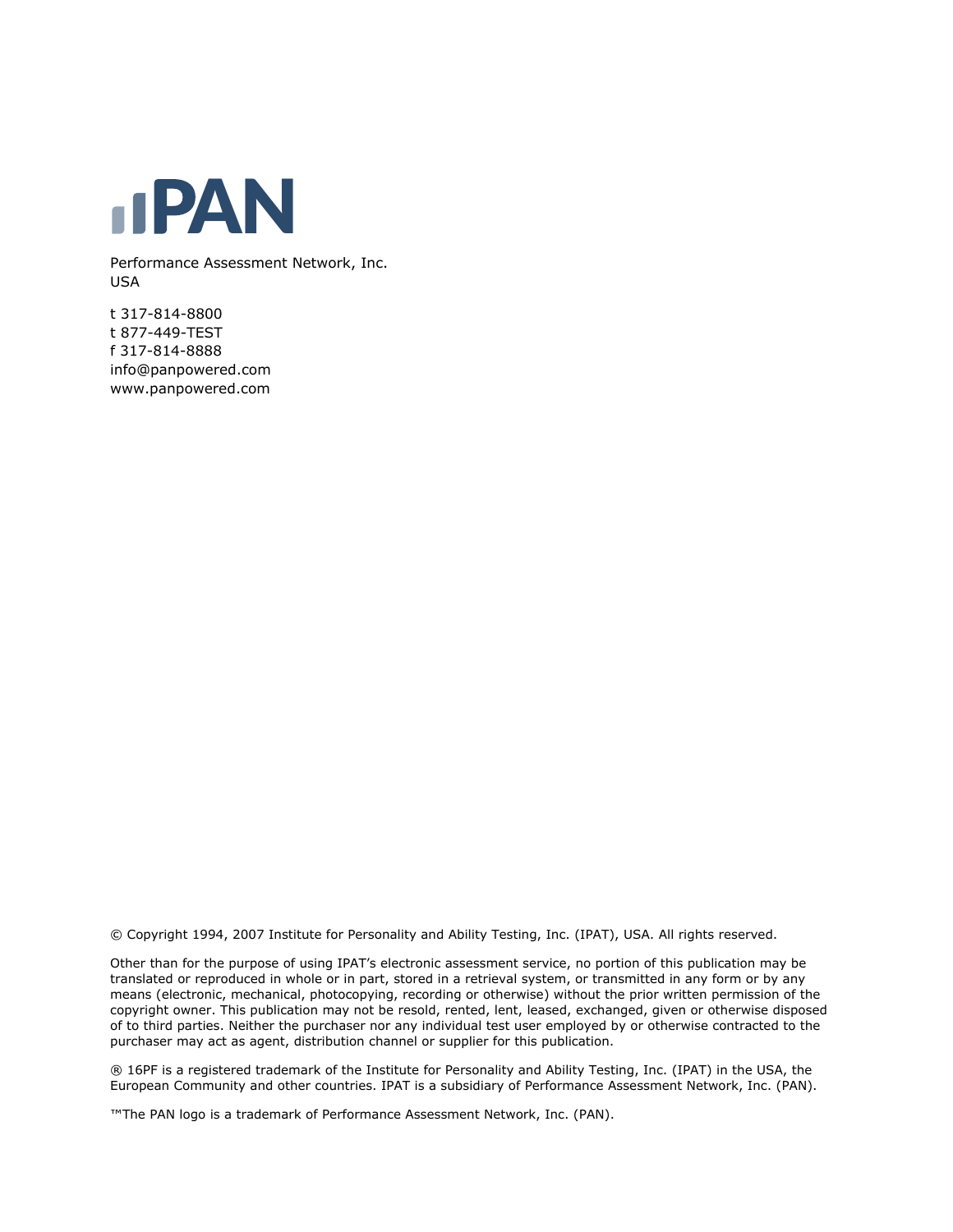PAN

Performance Assessment Network, Inc.
USA

t 317-814-8800
t 877-449-TEST
f 317-814-8888
info@panpowered.com
www.panpowered.com

© Copyright 1994, 2007 Institute for Personality and Ability Testing, Inc. (IPAT), USA. All rights reserved.

Other than for the purpose of using IPAT's electronic assessment service, no portion of this publication may be translated or reproduced in whole or in part, stored in a retrieval system, or transmitted in any form or by any means (electronic, mechanical, photocopying, recording or otherwise) without the prior written permission of the copyright owner. This publication may not be resold, rented, lent, leased, exchanged, given or otherwise disposed of to third parties. Neither the purchaser nor any individual test user employed by or otherwise contracted to the purchaser may act as agent, distribution channel or supplier for this publication.

® 16PF is a registered trademark of the Institute for Personality and Ability Testing, Inc. (IPAT) in the USA, the European Community and other countries. IPAT is a subsidiary of Performance Assessment Network, Inc. (PAN).

™The PAN logo is a trademark of Performance Assessment Network, Inc. (PAN).